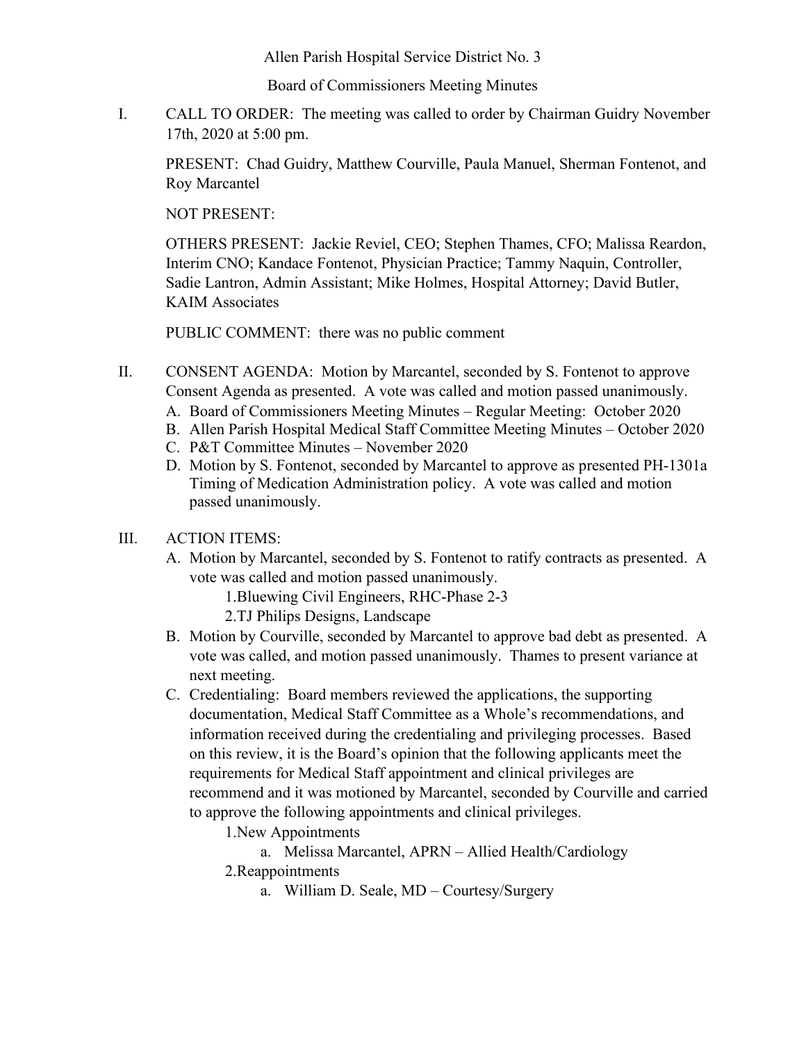Allen Parish Hospital Service District No. 3

Board of Commissioners Meeting Minutes

I. CALL TO ORDER: The meeting was called to order by Chairman Guidry November 17th, 2020 at 5:00 pm.

   PRESENT: Chad Guidry, Matthew Courville, Paula Manuel, Sherman Fontenot, and Roy Marcantel

   NOT PRESENT:

   OTHERS PRESENT: Jackie Reviel, CEO; Stephen Thames, CFO; Malissa Reardon, Interim CNO; Kandace Fontenot, Physician Practice; Tammy Naquin, Controller, Sadie Lantron, Admin Assistant; Mike Holmes, Hospital Attorney; David Butler, KAIM Associates

   PUBLIC COMMENT: there was no public comment

II. CONSENT AGENDA: Motion by Marcantel, seconded by S. Fontenot to approve Consent Agenda as presented. A vote was called and motion passed unanimously.
   A. Board of Commissioners Meeting Minutes – Regular Meeting: October 2020
   B. Allen Parish Hospital Medical Staff Committee Meeting Minutes – October 2020
   C. P&T Committee Minutes – November 2020
   D. Motion by S. Fontenot, seconded by Marcantel to approve as presented PH-1301a Timing of Medication Administration policy. A vote was called and motion passed unanimously.

III. ACTION ITEMS:
   A. Motion by Marcantel, seconded by S. Fontenot to ratify contracts as presented. A vote was called and motion passed unanimously.
      1. Bluewing Civil Engineers, RHC-Phase 2-3
      2. TJ Philips Designs, Landscape
   B. Motion by Courville, seconded by Marcantel to approve bad debt as presented. A vote was called, and motion passed unanimously. Thames to present variance at next meeting.
   C. Credentialing: Board members reviewed the applications, the supporting documentation, Medical Staff Committee as a Whole's recommendations, and information received during the credentialing and privileging processes. Based on this review, it is the Board's opinion that the following applicants meet the requirements for Medical Staff appointment and clinical privileges are recommend and it was motioned by Marcantel, seconded by Courville and carried to approve the following appointments and clinical privileges.
      1. New Appointments
         a. Melissa Marcantel, APRN – Allied Health/Cardiology
      2. Reappointments
         a. William D. Seale, MD – Courtesy/Surgery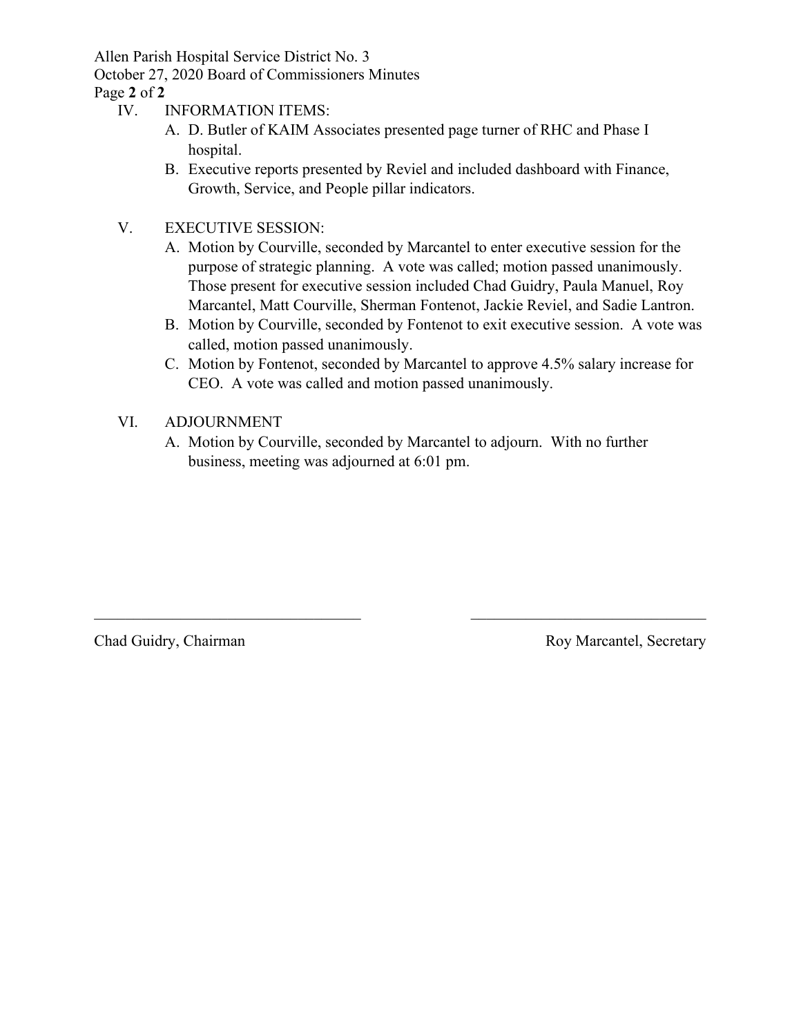IV. INFORMATION ITEMS:

A. D. Butler of KAIM Associates presented page turner of RHC and Phase I hospital.

B. Executive reports presented by Reviel and included dashboard with Finance, Growth, Service, and People pillar indicators.

V. EXECUTIVE SESSION:

A. Motion by Courville, seconded by Marcantel to enter executive session for the purpose of strategic planning. A vote was called; motion passed unanimously. Those present for executive session included Chad Guidry, Paula Manuel, Roy Marcantel, Matt Courville, Sherman Fontenot, Jackie Reviel, and Sadie Lantron.

B. Motion by Courville, seconded by Fontenot to exit executive session. A vote was called, motion passed unanimously.

C. Motion by Fontenot, seconded by Marcantel to approve 4.5% salary increase for CEO. A vote was called and motion passed unanimously.

VI. ADJOURNMENT

A. Motion by Courville, seconded by Marcantel to adjourn. With no further business, meeting was adjourned at 6:01 pm.

___________________________________ ___________________________________

Chad Guidry, Chairman Roy Marcantel, Secretary